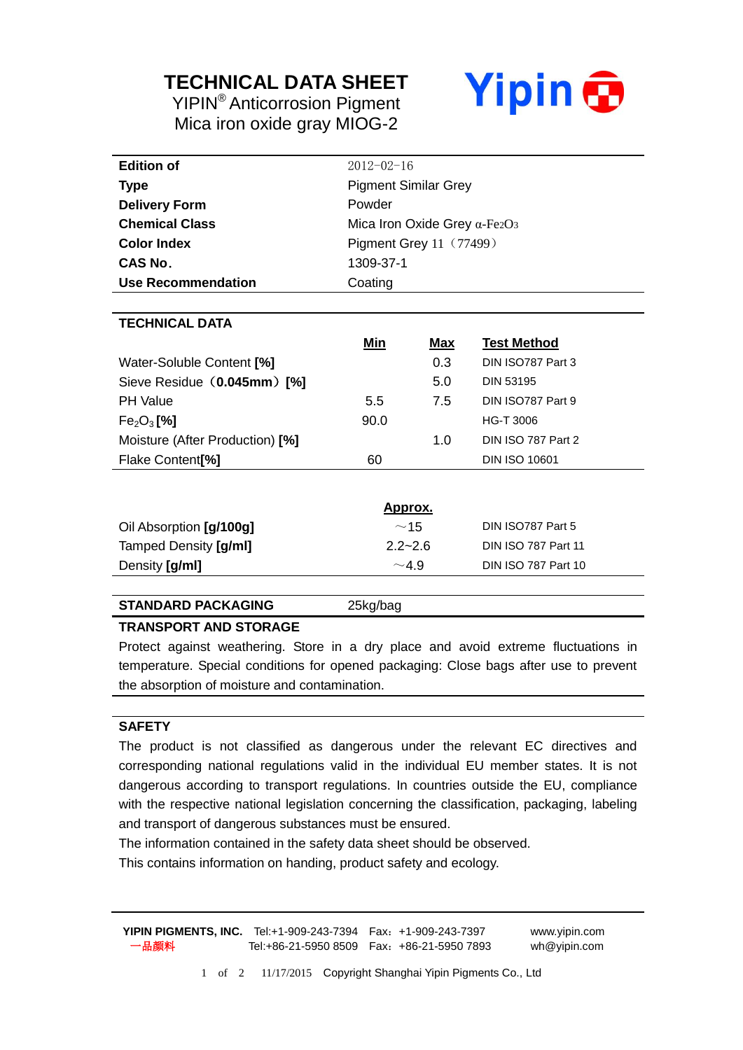# TECHNICAL DATA SHEET

YIPIN® Anticorrosion Pigment

Mica iron oxide gray MIOG-2

Yipin

| | |
|---|---|
| **Edition of** | 2012-02-16 |
| **Type** | Pigment Similar Grey |
| **Delivery Form** | Powder |
| **Chemical Class** | Mica Iron Oxide Grey α-$Fe_2O_3$ |
| **Color Index** | Pigment Grey 11（77499） |
| **CAS No.** | 1309-37-1 |
| **Use Recommendation** | Coating |

## TECHNICAL DATA

| | Min | Max | Test Method |
|---|---|---|---|
| Water-Soluble Content **[%]** | | 0.3 | DIN ISO787 Part 3 |
| Sieve Residue（**0.045mm**）**[%]** | | 5.0 | DIN 53195 |
| PH Value | 5.5 | 7.5 | DIN ISO787 Part 9 |
| $Fe_2O_3$ **[%]** | 90.0 | | HG-T 3006 |
| Moisture (After Production) **[%]** | | 1.0 | DIN ISO 787 Part 2 |
| Flake Content**[%]** | 60 | | DIN ISO 10601 |

| | Approx. | |
|---|---|---|
| Oil Absorption **[g/100g]** | ～15 | DIN ISO787 Part 5 |
| Tamped Density **[g/ml]** | 2.2~2.6 | DIN ISO 787 Part 11 |
| Density **[g/ml]** | ～4.9 | DIN ISO 787 Part 10 |

**STANDARD PACKAGING** 25kg/bag

## TRANSPORT AND STORAGE

Protect against weathering. Store in a dry place and avoid extreme fluctuations in temperature. Special conditions for opened packaging: Close bags after use to prevent the absorption of moisture and contamination.

## SAFETY

The product is not classified as dangerous under the relevant EC directives and corresponding national regulations valid in the individual EU member states. It is not dangerous according to transport regulations. In countries outside the EU, compliance with the respective national legislation concerning the classification, packaging, labeling and transport of dangerous substances must be ensured.

The information contained in the safety data sheet should be observed.

This contains information on handing, product safety and ecology.

**YIPIN PIGMENTS, INC.** Tel:+1-909-243-7394 Fax：+1-909-243-7397 www.yipin.com

一品颜料 Tel:+86-21-5950 8509 Fax：+86-21-5950 7893 wh@yipin.com

11/17/2015 Copyright Shanghai Yipin Pigments Co., Ltd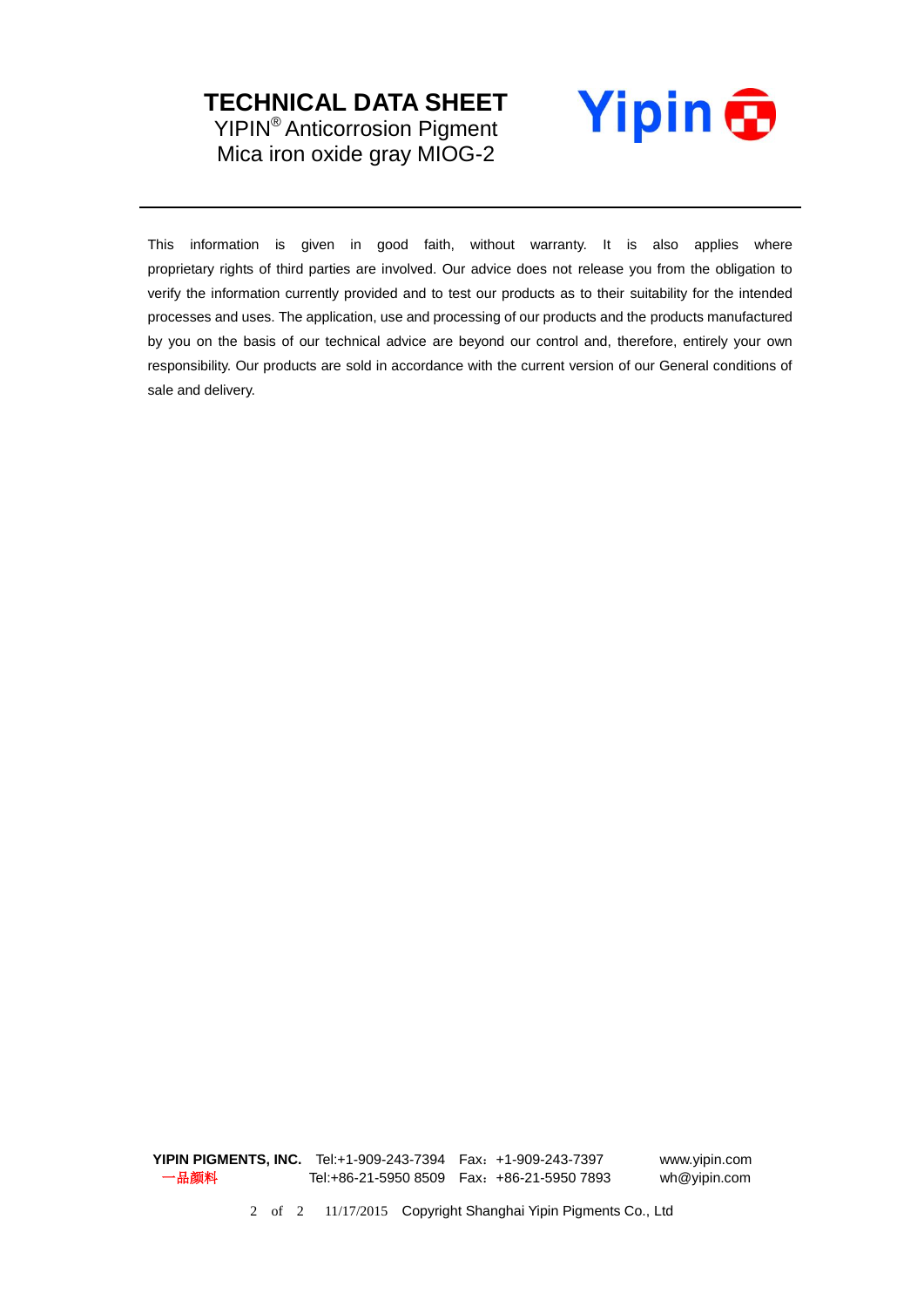This information is given in good faith, without warranty. It is also applies where proprietary rights of third parties are involved. Our advice does not release you from the obligation to verify the information currently provided and to test our products as to their suitability for the intended processes and uses. The application, use and processing of our products and the products manufactured by you on the basis of our technical advice are beyond our control and, therefore, entirely your own responsibility. Our products are sold in accordance with the current version of our General conditions of sale and delivery.